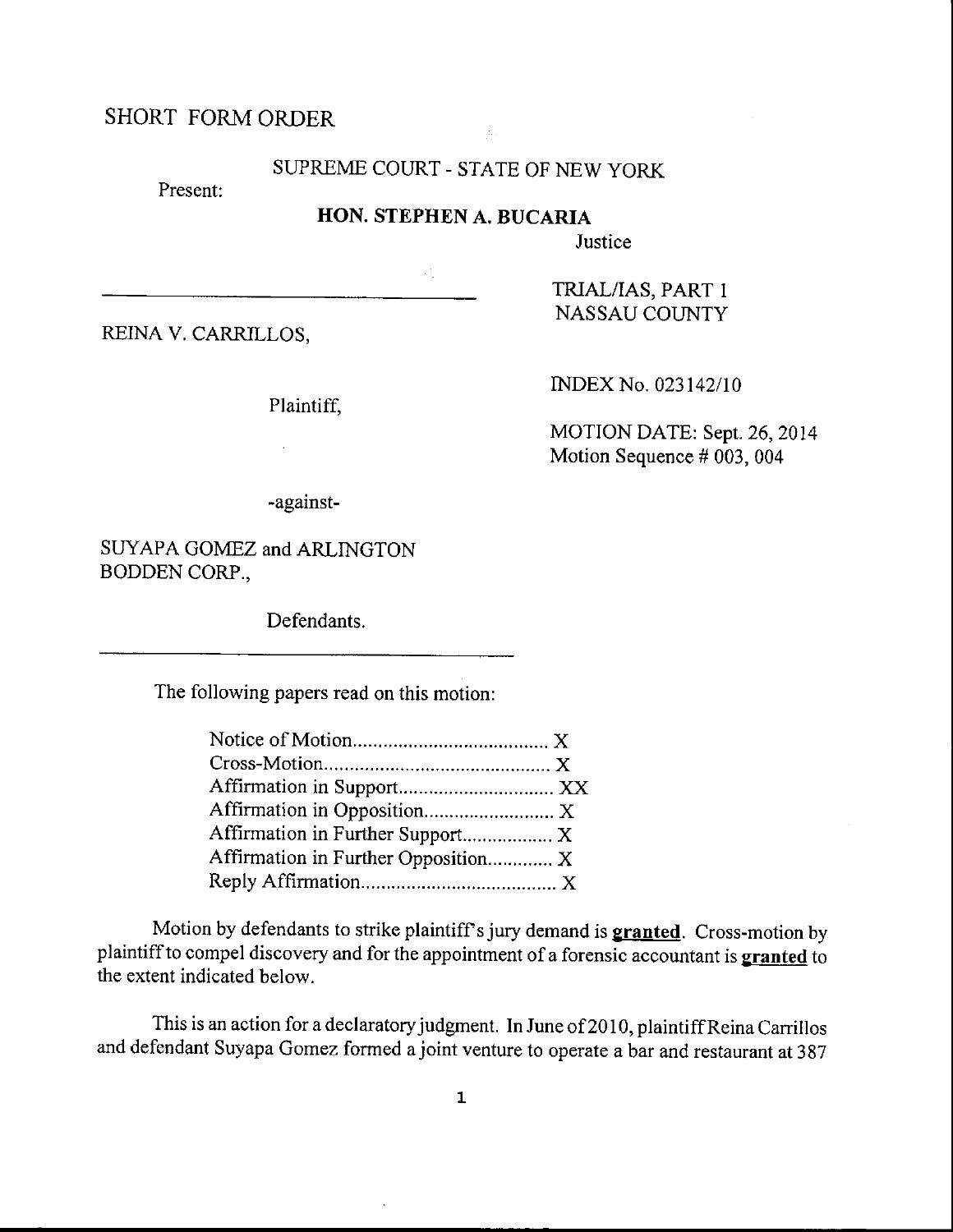SHORT FORM ORDER

SUPREME COURT - STATE OF NEW YORK

Present:

**HON. STEPHEN A. BUCARIA**

Justice

TRIAL/IAS, PART 1
NASSAU COUNTY

REINA V. CARRILLOS,

Plaintiff,

INDEX No. 023142/10

MOTION DATE: Sept. 26, 2014
Motion Sequence # 003, 004

-against-

SUYAPA GOMEZ and ARLINGTON BODDEN CORP.,

Defendants.

The following papers read on this motion:

Notice of Motion....................................... X
Cross-Motion............................................ X
Affirmation in Support............................... XX
Affirmation in Opposition.......................... X
Affirmation in Further Support................. X
Affirmation in Further Opposition............ X
Reply Affirmation...................................... X

Motion by defendants to strike plaintiff's jury demand is **granted**. Cross-motion by plaintiff to compel discovery and for the appointment of a forensic accountant is **granted** to the extent indicated below.

This is an action for a declaratory judgment. In June of 2010, plaintiff Reina Carrillos and defendant Suyapa Gomez formed a joint venture to operate a bar and restaurant at 387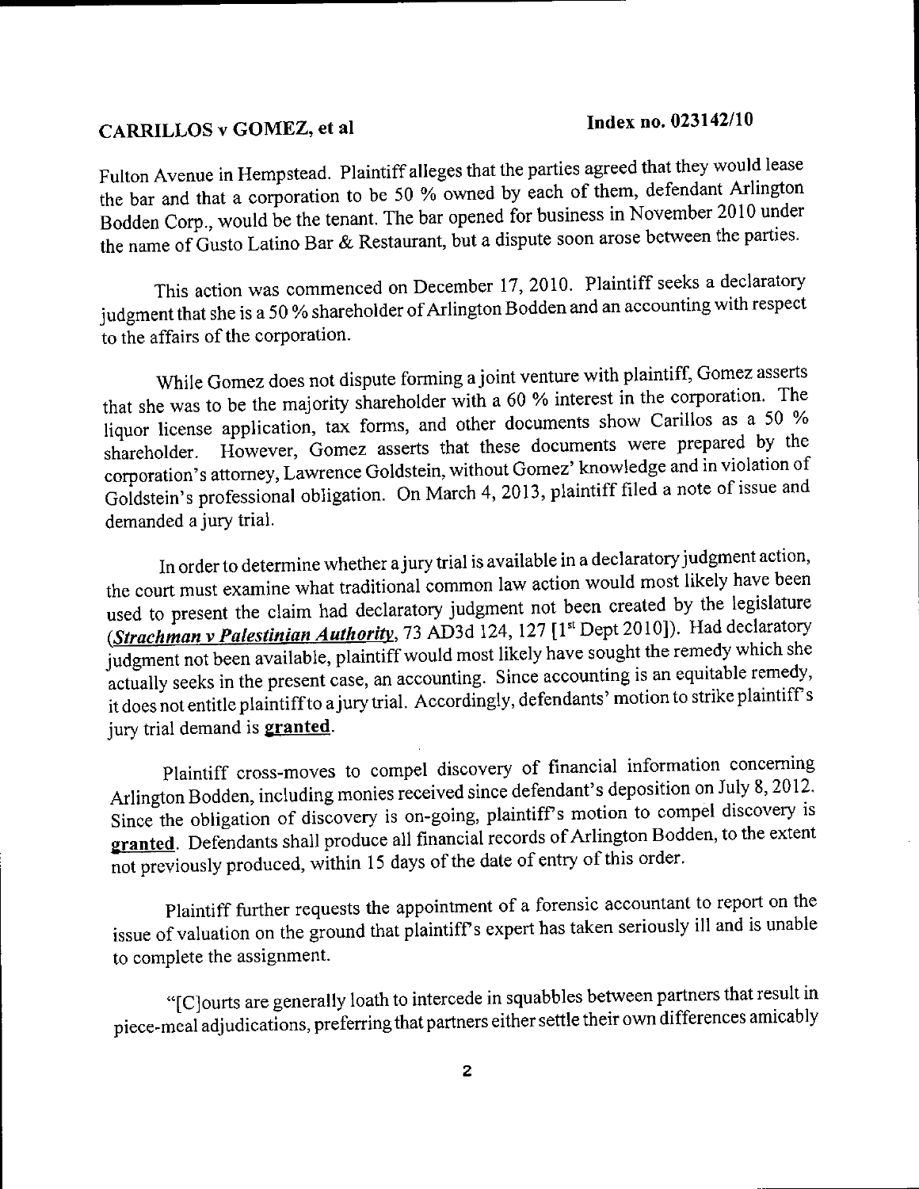Fulton Avenue in Hempstead. Plaintiff alleges that the parties agreed that they would lease the bar and that a corporation to be 50 % owned by each of them, defendant Arlington Bodden Corp., would be the tenant. The bar opened for business in November 2010 under the name of Gusto Latino Bar & Restaurant, but a dispute soon arose between the parties.

This action was commenced on December 17, 2010. Plaintiff seeks a declaratory judgment that she is a 50 % shareholder of Arlington Bodden and an accounting with respect to the affairs of the corporation.

While Gomez does not dispute forming a joint venture with plaintiff, Gomez asserts that she was to be the majority shareholder with a 60 % interest in the corporation. The liquor license application, tax forms, and other documents show Carillos as a 50 % shareholder. However, Gomez asserts that these documents were prepared by the corporation's attorney, Lawrence Goldstein, without Gomez' knowledge and in violation of Goldstein's professional obligation. On March 4, 2013, plaintiff filed a note of issue and demanded a jury trial.

In order to determine whether a jury trial is available in a declaratory judgment action, the court must examine what traditional common law action would most likely have been used to present the claim had declaratory judgment not been created by the legislature (***Strachman v Palestinian Authority***, 73 AD3d 124, 127 [1st Dept 2010]). Had declaratory judgment not been available, plaintiff would most likely have sought the remedy which she actually seeks in the present case, an accounting. Since accounting is an equitable remedy, it does not entitle plaintiff to a jury trial. Accordingly, defendants' motion to strike plaintiff's jury trial demand is **granted**.

Plaintiff cross-moves to compel discovery of financial information concerning Arlington Bodden, including monies received since defendant's deposition on July 8, 2012. Since the obligation of discovery is on-going, plaintiff's motion to compel discovery is **granted**. Defendants shall produce all financial records of Arlington Bodden, to the extent not previously produced, within 15 days of the date of entry of this order.

Plaintiff further requests the appointment of a forensic accountant to report on the issue of valuation on the ground that plaintiff's expert has taken seriously ill and is unable to complete the assignment.

"[C]ourts are generally loath to intercede in squabbles between partners that result in piece-meal adjudications, preferring that partners either settle their own differences amicably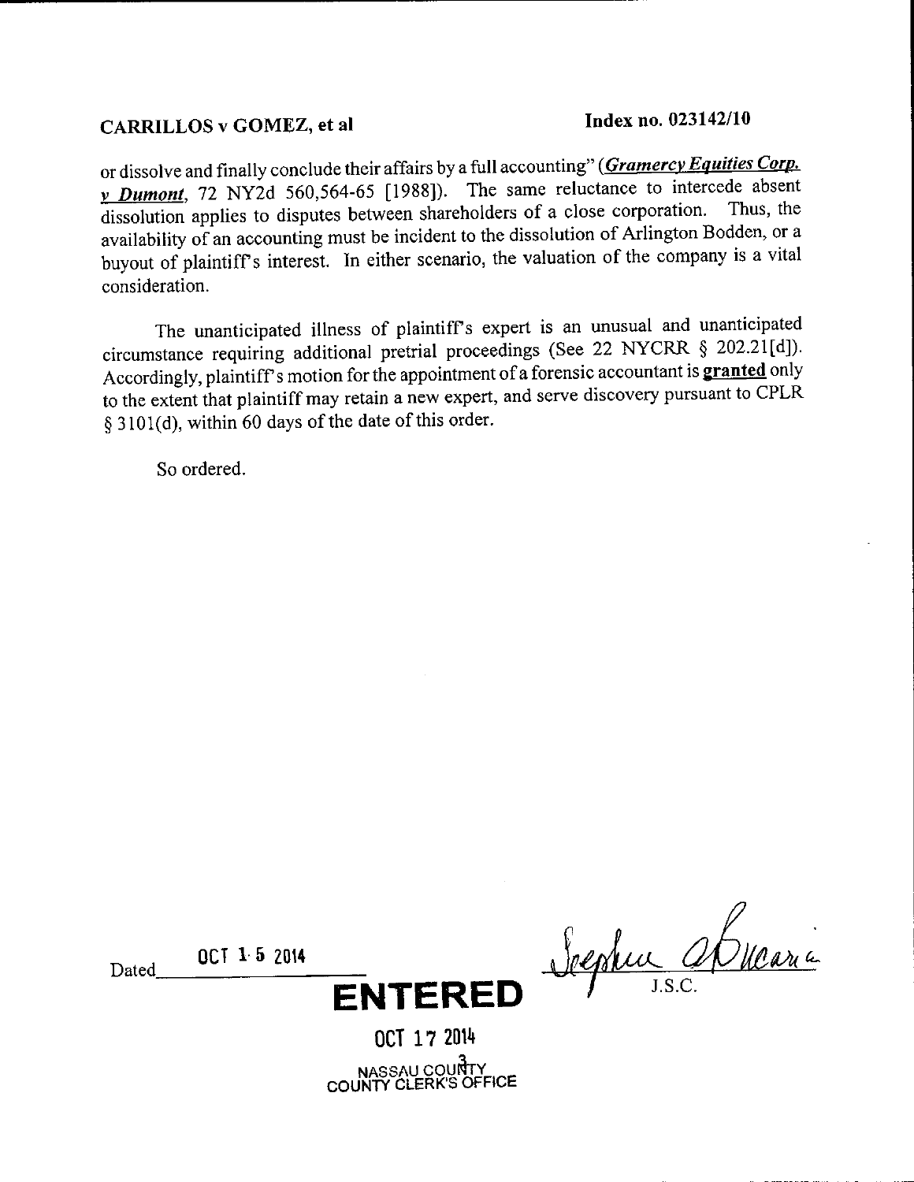or dissolve and finally conclude their affairs by a full accounting" (***Gramercy Equities Corp. v Dumont***, 72 NY2d 560,564-65 [1988]). The same reluctance to intercede absent dissolution applies to disputes between shareholders of a close corporation. Thus, the availability of an accounting must be incident to the dissolution of Arlington Bodden, or a buyout of plaintiff's interest. In either scenario, the valuation of the company is a vital consideration.

The unanticipated illness of plaintiff's expert is an unusual and unanticipated circumstance requiring additional pretrial proceedings (See 22 NYCRR § 202.21[d]). Accordingly, plaintiff's motion for the appointment of a forensic accountant is **granted** only to the extent that plaintiff may retain a new expert, and serve discovery pursuant to CPLR § 3101(d), within 60 days of the date of this order.

So ordered.

Dated OCT 15 2014

Stephen A. Bucaria
J.S.C.

**ENTERED**

OCT 17 2014

NASSAU COUNTY
COUNTY CLERK'S OFFICE